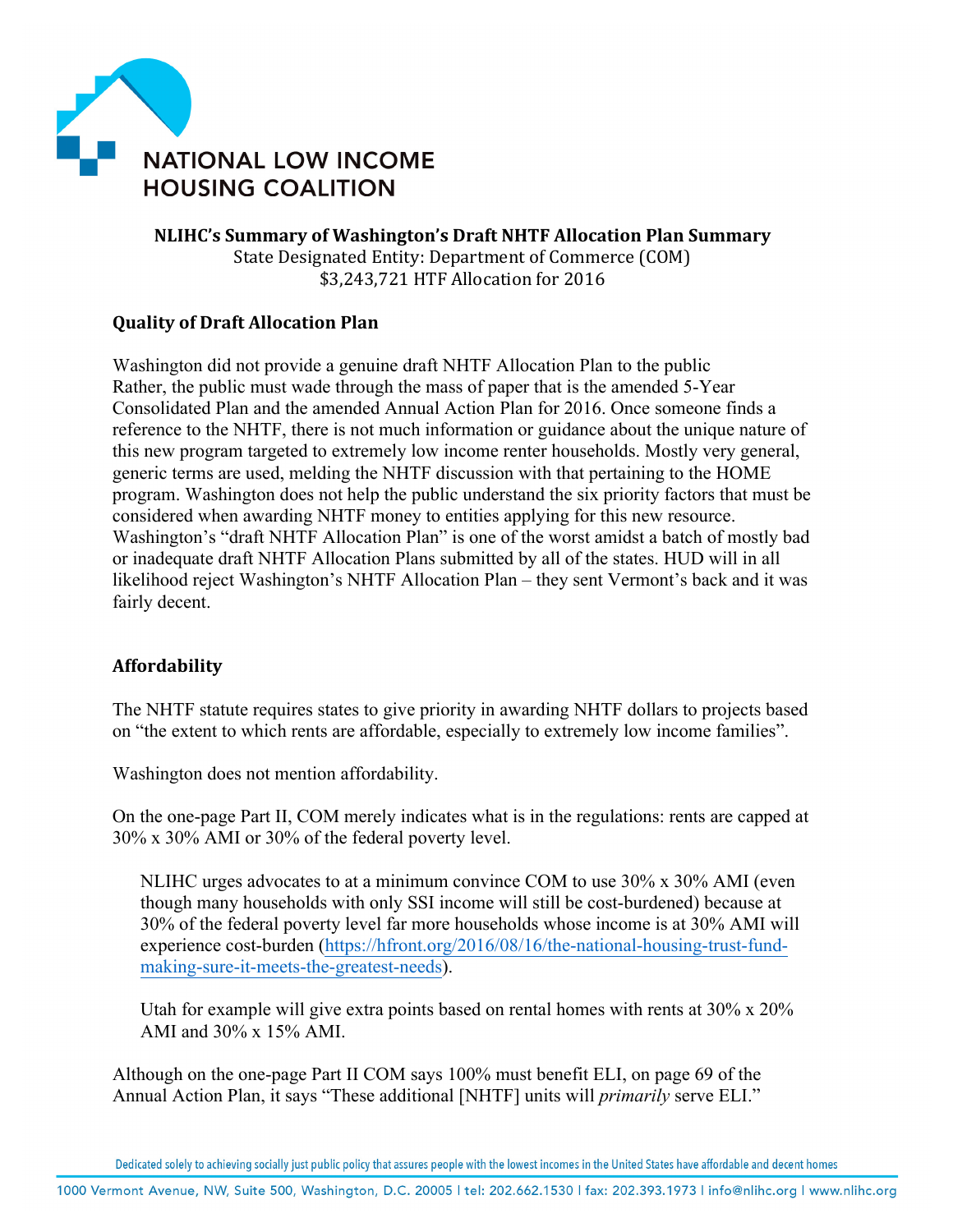# NATIONAL LOW INCOME HOUSING COALITION

**NLIHC's Summary of Washington's Draft NHTF Allocation Plan Summary**
State Designated Entity: Department of Commerce (COM)
$3,243,721 HTF Allocation for 2016

## Quality of Draft Allocation Plan

Washington did not provide a genuine draft NHTF Allocation Plan to the public Rather, the public must wade through the mass of paper that is the amended 5-Year Consolidated Plan and the amended Annual Action Plan for 2016. Once someone finds a reference to the NHTF, there is not much information or guidance about the unique nature of this new program targeted to extremely low income renter households. Mostly very general, generic terms are used, melding the NHTF discussion with that pertaining to the HOME program. Washington does not help the public understand the six priority factors that must be considered when awarding NHTF money to entities applying for this new resource. Washington's "draft NHTF Allocation Plan" is one of the worst amidst a batch of mostly bad or inadequate draft NHTF Allocation Plans submitted by all of the states. HUD will in all likelihood reject Washington's NHTF Allocation Plan – they sent Vermont's back and it was fairly decent.

## Affordability

The NHTF statute requires states to give priority in awarding NHTF dollars to projects based on "the extent to which rents are affordable, especially to extremely low income families".

Washington does not mention affordability.

On the one-page Part II, COM merely indicates what is in the regulations: rents are capped at 30% x 30% AMI or 30% of the federal poverty level.

> NLIHC urges advocates to at a minimum convince COM to use 30% x 30% AMI (even though many households with only SSI income will still be cost-burdened) because at 30% of the federal poverty level far more households whose income is at 30% AMI will experience cost-burden (https://hfront.org/2016/08/16/the-national-housing-trust-fund-making-sure-it-meets-the-greatest-needs).
>
> Utah for example will give extra points based on rental homes with rents at 30% x 20% AMI and 30% x 15% AMI.

Although on the one-page Part II COM says 100% must benefit ELI, on page 69 of the Annual Action Plan, it says "These additional [NHTF] units will *primarily* serve ELI."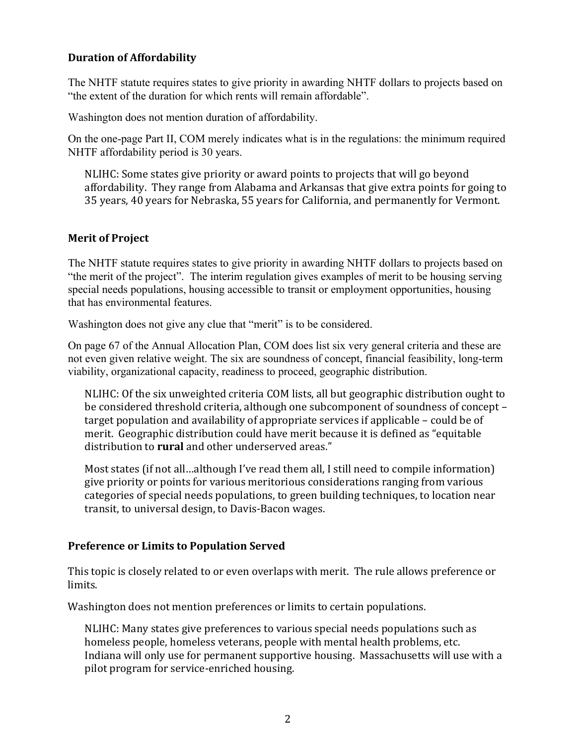### Duration of Affordability

The NHTF statute requires states to give priority in awarding NHTF dollars to projects based on "the extent of the duration for which rents will remain affordable".

Washington does not mention duration of affordability.

On the one-page Part II, COM merely indicates what is in the regulations: the minimum required NHTF affordability period is 30 years.

> NLIHC: Some states give priority or award points to projects that will go beyond affordability. They range from Alabama and Arkansas that give extra points for going to 35 years, 40 years for Nebraska, 55 years for California, and permanently for Vermont.

### Merit of Project

The NHTF statute requires states to give priority in awarding NHTF dollars to projects based on "the merit of the project". The interim regulation gives examples of merit to be housing serving special needs populations, housing accessible to transit or employment opportunities, housing that has environmental features.

Washington does not give any clue that "merit" is to be considered.

On page 67 of the Annual Allocation Plan, COM does list six very general criteria and these are not even given relative weight. The six are soundness of concept, financial feasibility, long-term viability, organizational capacity, readiness to proceed, geographic distribution.

> NLIHC: Of the six unweighted criteria COM lists, all but geographic distribution ought to be considered threshold criteria, although one subcomponent of soundness of concept – target population and availability of appropriate services if applicable – could be of merit. Geographic distribution could have merit because it is defined as "equitable distribution to **rural** and other underserved areas."
>
> Most states (if not all…although I've read them all, I still need to compile information) give priority or points for various meritorious considerations ranging from various categories of special needs populations, to green building techniques, to location near transit, to universal design, to Davis-Bacon wages.

### Preference or Limits to Population Served

This topic is closely related to or even overlaps with merit. The rule allows preference or limits.

Washington does not mention preferences or limits to certain populations.

> NLIHC: Many states give preferences to various special needs populations such as homeless people, homeless veterans, people with mental health problems, etc. Indiana will only use for permanent supportive housing. Massachusetts will use with a pilot program for service-enriched housing.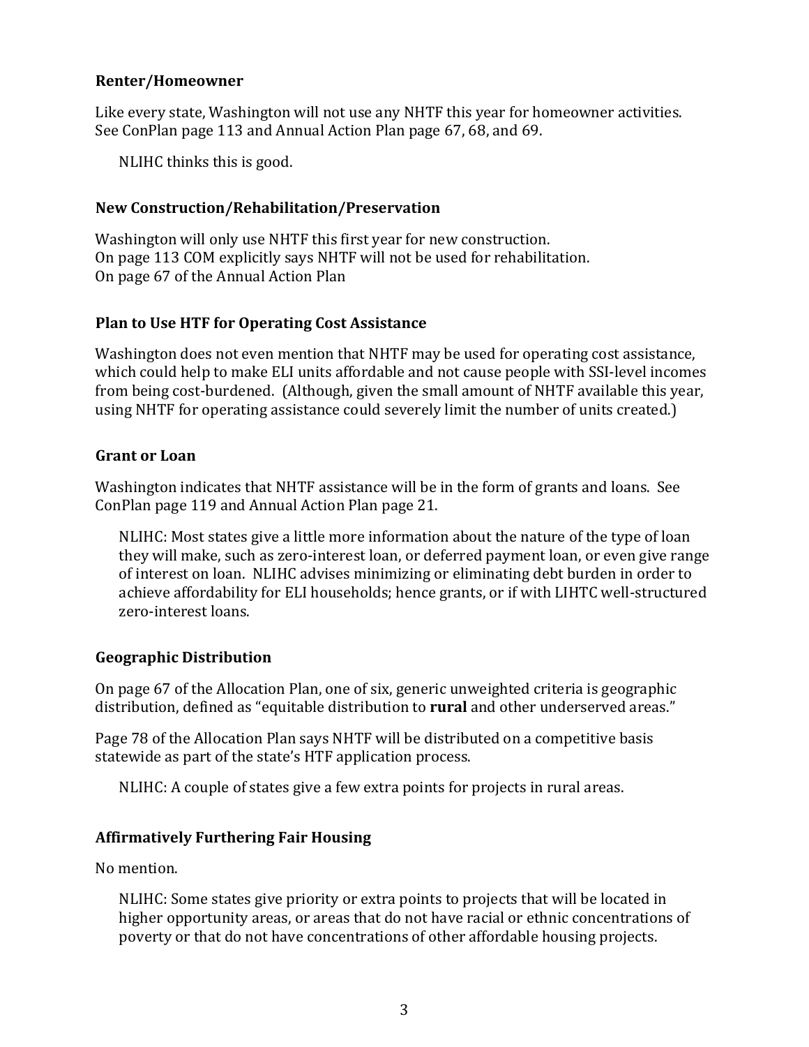### Renter/Homeowner

Like every state, Washington will not use any NHTF this year for homeowner activities. See ConPlan page 113 and Annual Action Plan page 67, 68, and 69.

> NLIHC thinks this is good.

### New Construction/Rehabilitation/Preservation

Washington will only use NHTF this first year for new construction.
On page 113 COM explicitly says NHTF will not be used for rehabilitation.
On page 67 of the Annual Action Plan

### Plan to Use HTF for Operating Cost Assistance

Washington does not even mention that NHTF may be used for operating cost assistance, which could help to make ELI units affordable and not cause people with SSI-level incomes from being cost-burdened. (Although, given the small amount of NHTF available this year, using NHTF for operating assistance could severely limit the number of units created.)

### Grant or Loan

Washington indicates that NHTF assistance will be in the form of grants and loans. See ConPlan page 119 and Annual Action Plan page 21.

> NLIHC: Most states give a little more information about the nature of the type of loan they will make, such as zero-interest loan, or deferred payment loan, or even give range of interest on loan. NLIHC advises minimizing or eliminating debt burden in order to achieve affordability for ELI households; hence grants, or if with LIHTC well-structured zero-interest loans.

### Geographic Distribution

On page 67 of the Allocation Plan, one of six, generic unweighted criteria is geographic distribution, defined as "equitable distribution to **rural** and other underserved areas."

Page 78 of the Allocation Plan says NHTF will be distributed on a competitive basis statewide as part of the state's HTF application process.

> NLIHC: A couple of states give a few extra points for projects in rural areas.

### Affirmatively Furthering Fair Housing

No mention.

> NLIHC: Some states give priority or extra points to projects that will be located in higher opportunity areas, or areas that do not have racial or ethnic concentrations of poverty or that do not have concentrations of other affordable housing projects.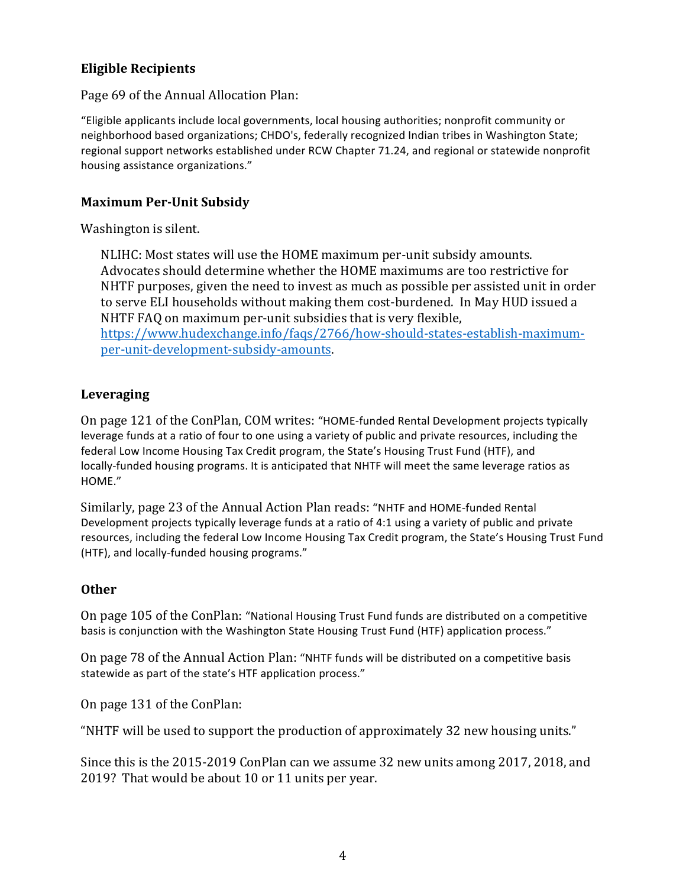### Eligible Recipients

Page 69 of the Annual Allocation Plan:

"Eligible applicants include local governments, local housing authorities; nonprofit community or neighborhood based organizations; CHDO's, federally recognized Indian tribes in Washington State; regional support networks established under RCW Chapter 71.24, and regional or statewide nonprofit housing assistance organizations."

### Maximum Per-Unit Subsidy

Washington is silent.

> NLIHC: Most states will use the HOME maximum per-unit subsidy amounts. Advocates should determine whether the HOME maximums are too restrictive for NHTF purposes, given the need to invest as much as possible per assisted unit in order to serve ELI households without making them cost-burdened. In May HUD issued a NHTF FAQ on maximum per-unit subsidies that is very flexible, [https://www.hudexchange.info/faqs/2766/how-should-states-establish-maximum-per-unit-development-subsidy-amounts](https://www.hudexchange.info/faqs/2766/how-should-states-establish-maximum-per-unit-development-subsidy-amounts).

### Leveraging

On page 121 of the ConPlan, COM writes: "HOME-funded Rental Development projects typically leverage funds at a ratio of four to one using a variety of public and private resources, including the federal Low Income Housing Tax Credit program, the State's Housing Trust Fund (HTF), and locally-funded housing programs. It is anticipated that NHTF will meet the same leverage ratios as HOME."

Similarly, page 23 of the Annual Action Plan reads: "NHTF and HOME-funded Rental Development projects typically leverage funds at a ratio of 4:1 using a variety of public and private resources, including the federal Low Income Housing Tax Credit program, the State's Housing Trust Fund (HTF), and locally-funded housing programs."

### Other

On page 105 of the ConPlan: "National Housing Trust Fund funds are distributed on a competitive basis is conjunction with the Washington State Housing Trust Fund (HTF) application process."

On page 78 of the Annual Action Plan: "NHTF funds will be distributed on a competitive basis statewide as part of the state's HTF application process."

On page 131 of the ConPlan:

"NHTF will be used to support the production of approximately 32 new housing units."

Since this is the 2015-2019 ConPlan can we assume 32 new units among 2017, 2018, and 2019? That would be about 10 or 11 units per year.